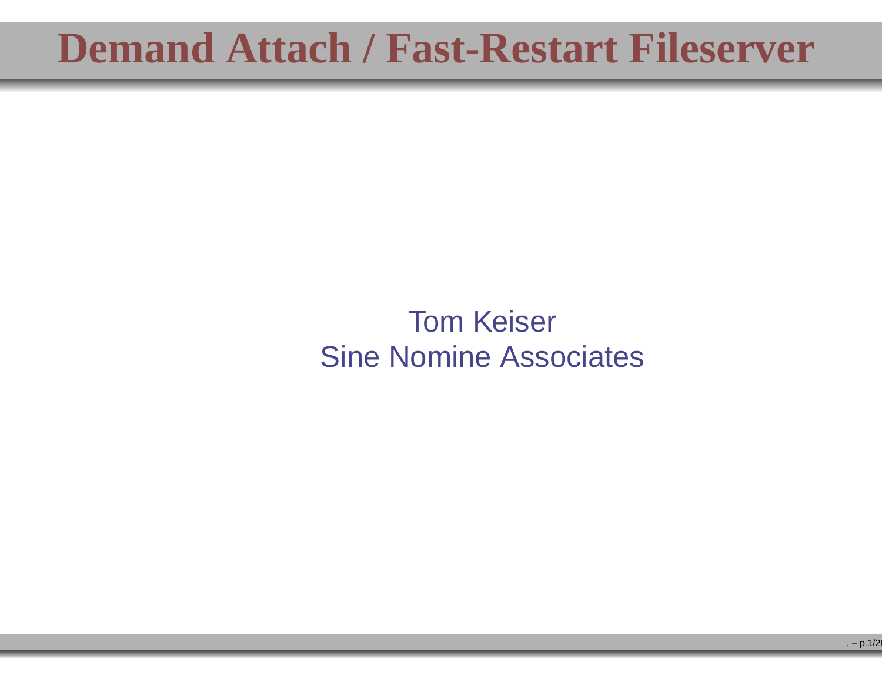# Demand Attach / Fast-Restart Fileserver

Tom Keiser
Sine Nomine Associates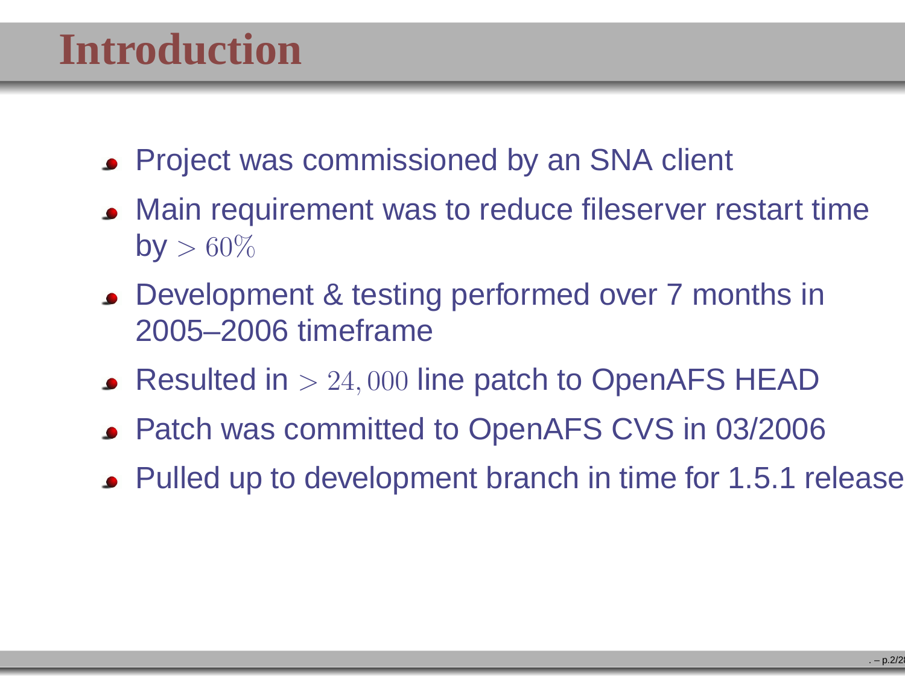# Introduction

- Project was commissioned by an SNA client
- Main requirement was to reduce fileserver restart time by $> 60\%$
- Development & testing performed over 7 months in 2005–2006 timeframe
- Resulted in $> 24,000$ line patch to OpenAFS HEAD
- Patch was committed to OpenAFS CVS in 03/2006
- Pulled up to development branch in time for 1.5.1 release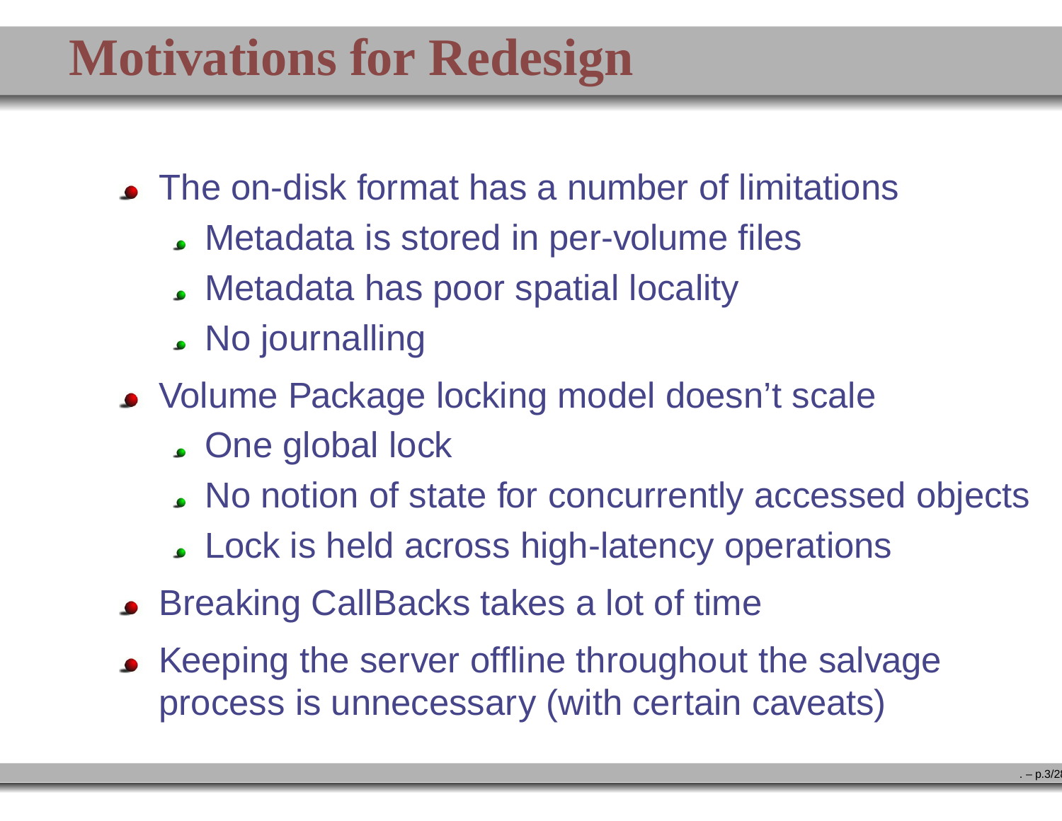# Motivations for Redesign

- The on-disk format has a number of limitations
  - Metadata is stored in per-volume files
  - Metadata has poor spatial locality
  - No journalling
- Volume Package locking model doesn't scale
  - One global lock
  - No notion of state for concurrently accessed objects
  - Lock is held across high-latency operations
- Breaking CallBacks takes a lot of time
- Keeping the server offline throughout the salvage process is unnecessary (with certain caveats)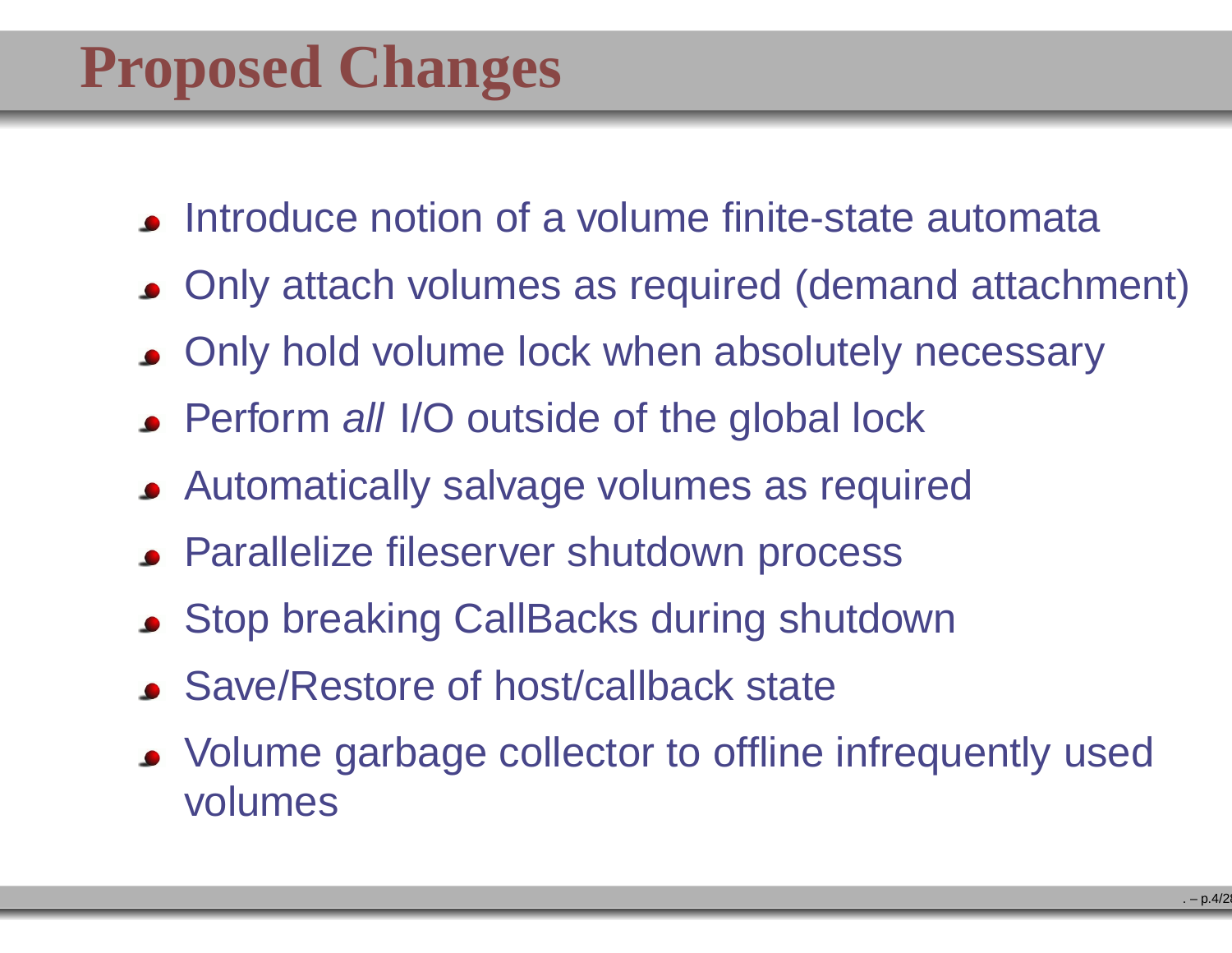# Proposed Changes

- Introduce notion of a volume finite-state automata
- Only attach volumes as required (demand attachment)
- Only hold volume lock when absolutely necessary
- Perform *all* I/O outside of the global lock
- Automatically salvage volumes as required
- Parallelize fileserver shutdown process
- Stop breaking CallBacks during shutdown
- Save/Restore of host/callback state
- Volume garbage collector to offline infrequently used volumes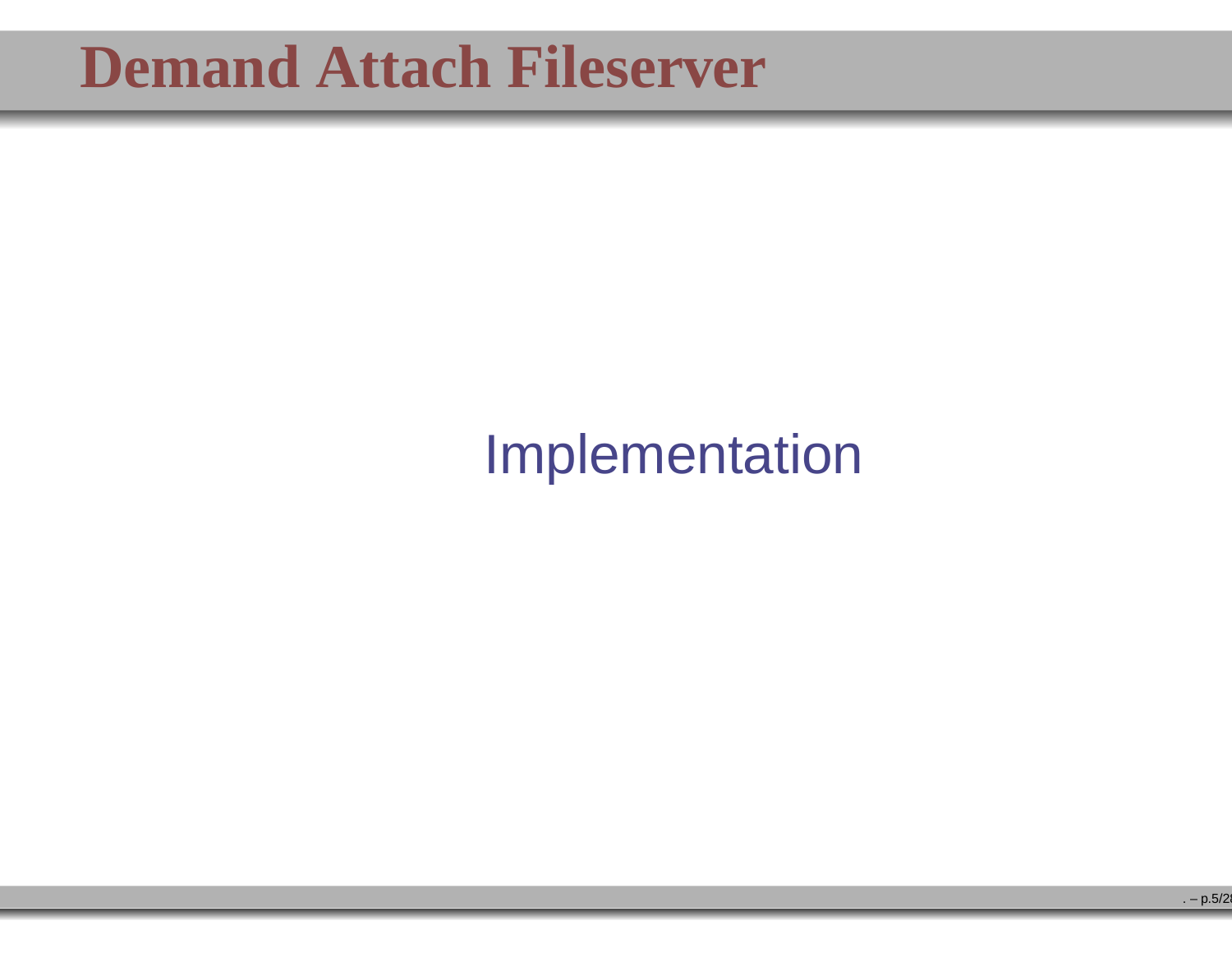# Demand Attach Fileserver

Implementation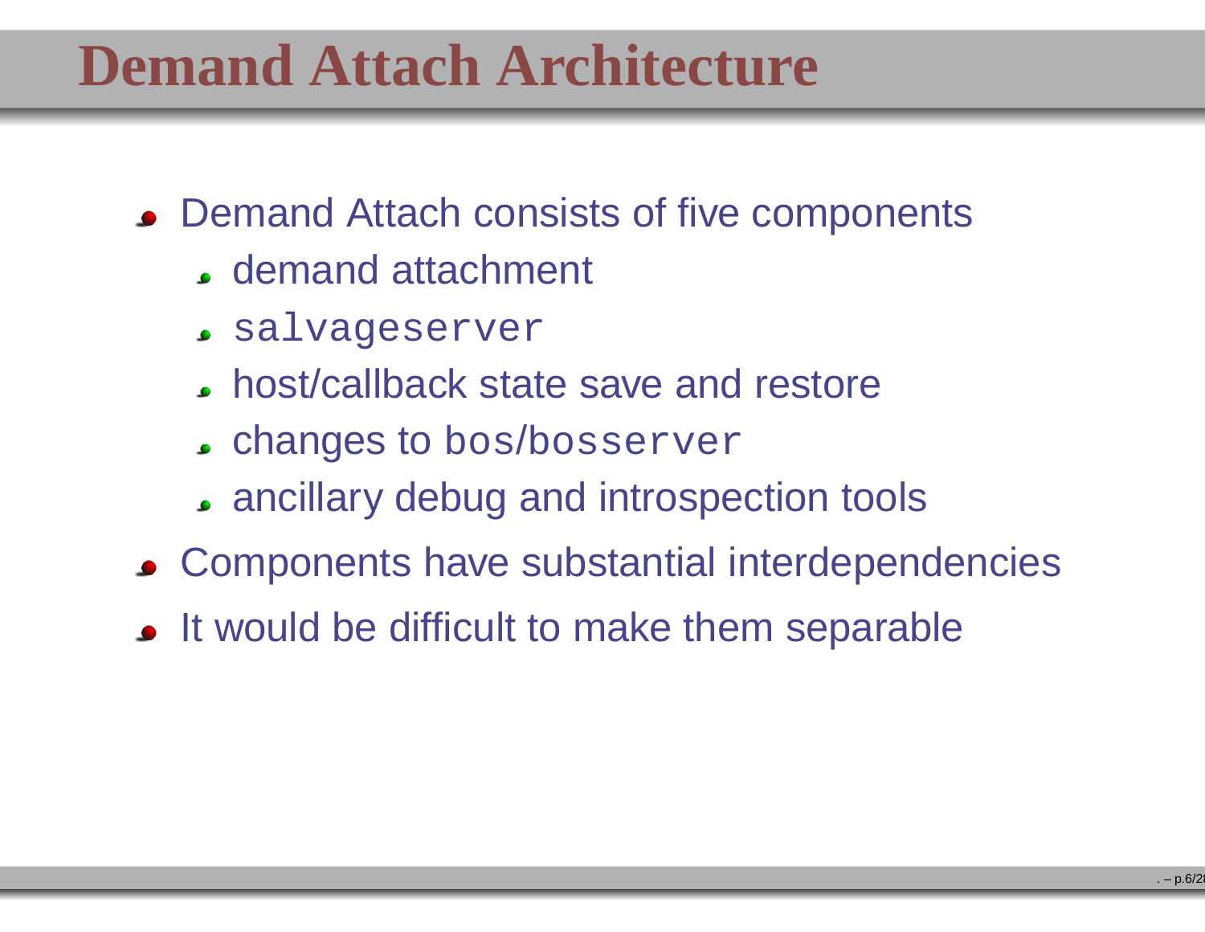# Demand Attach Architecture

- Demand Attach consists of five components
  - demand attachment
  - `salvageserver`
  - host/callback state save and restore
  - changes to `bos/bosserver`
  - ancillary debug and introspection tools
- Components have substantial interdependencies
- It would be difficult to make them separable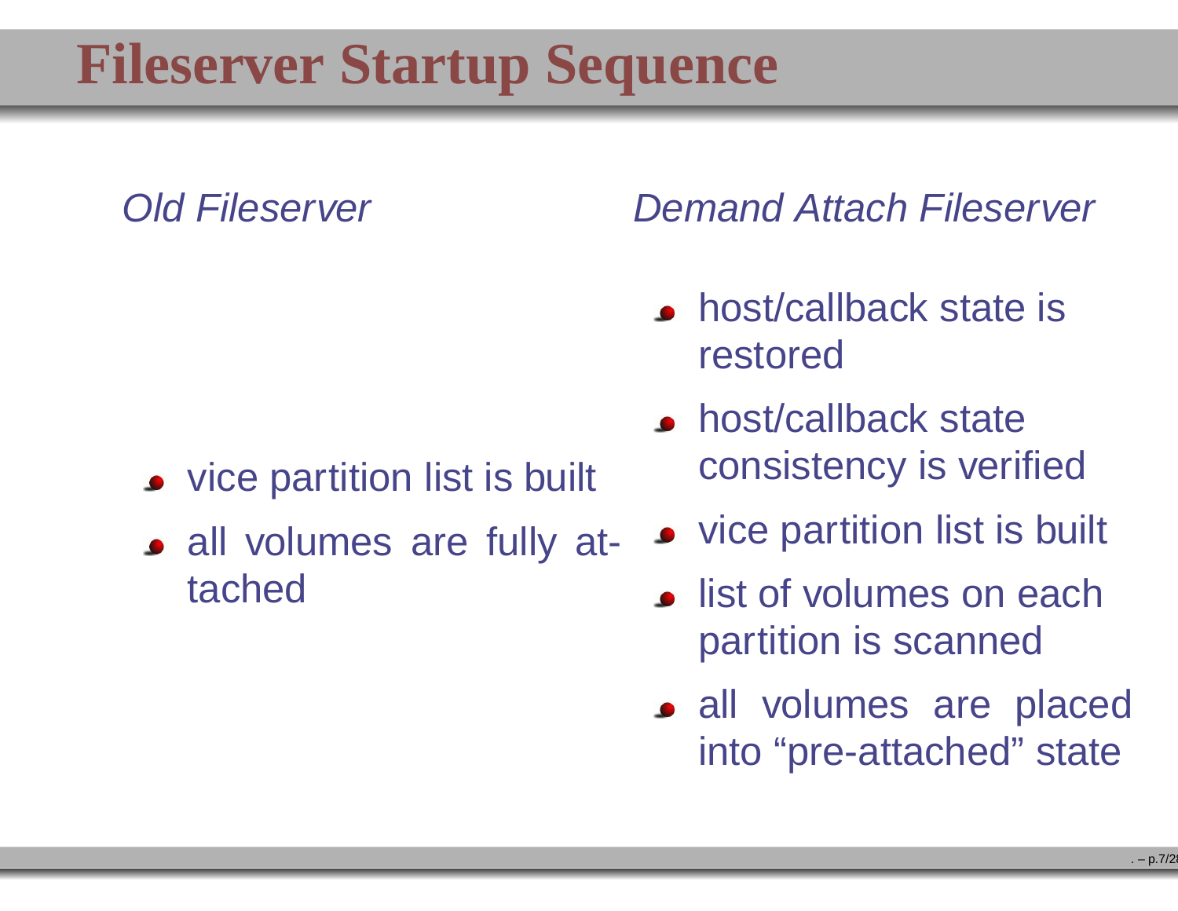# Fileserver Startup Sequence

*Old Fileserver*

- vice partition list is built
- all volumes are fully attached

*Demand Attach Fileserver*

- host/callback state is restored
- host/callback state consistency is verified
- vice partition list is built
- list of volumes on each partition is scanned
- all volumes are placed into “pre-attached” state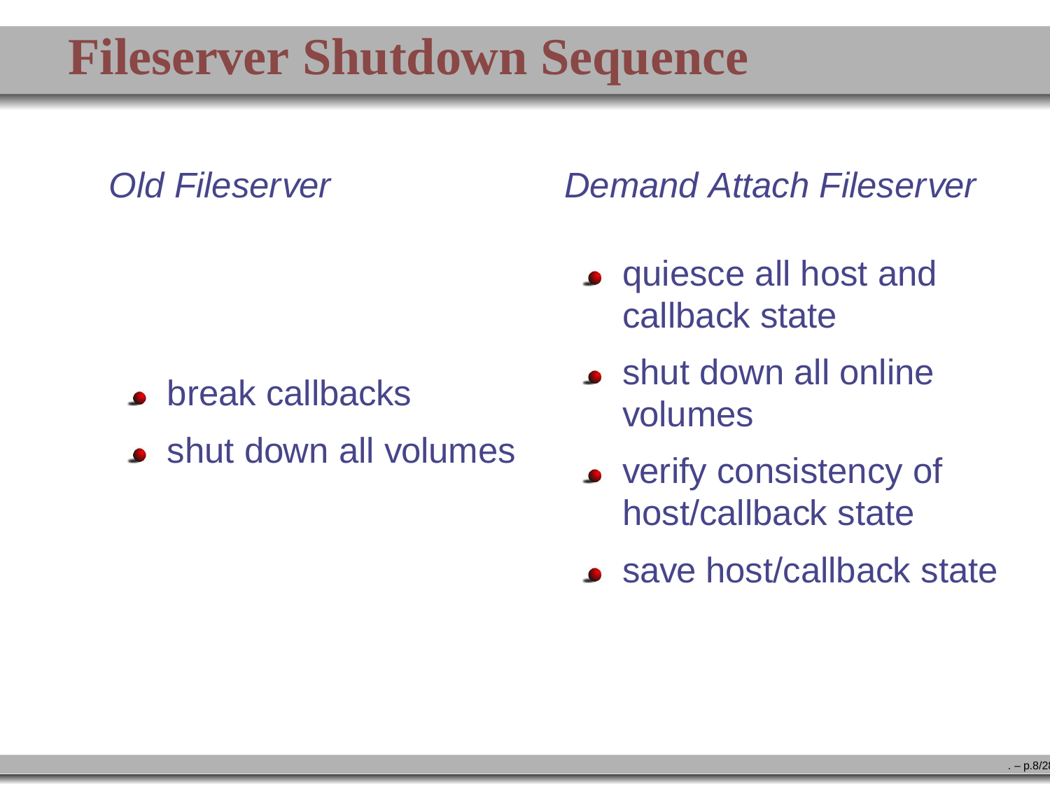# Fileserver Shutdown Sequence

*Old Fileserver*

- break callbacks
- shut down all volumes

*Demand Attach Fileserver*

- quiesce all host and callback state
- shut down all online volumes
- verify consistency of host/callback state
- save host/callback state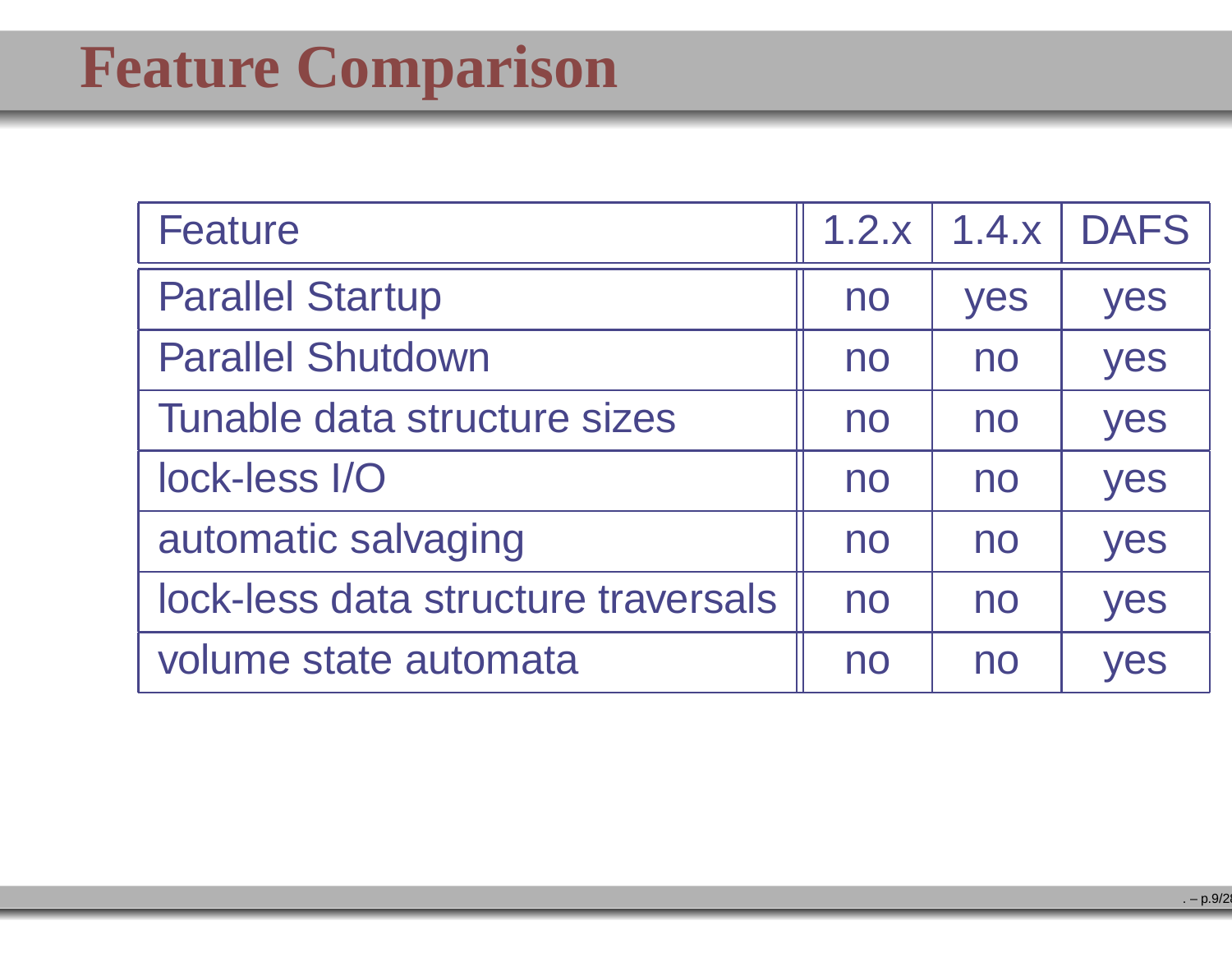# Feature Comparison

| Feature | 1.2.x | 1.4.x | DAFS |
|---|---|---|---|
| Parallel Startup | no | yes | yes |
| Parallel Shutdown | no | no | yes |
| Tunable data structure sizes | no | no | yes |
| lock-less I/O | no | no | yes |
| automatic salvaging | no | no | yes |
| lock-less data structure traversals | no | no | yes |
| volume state automata | no | no | yes |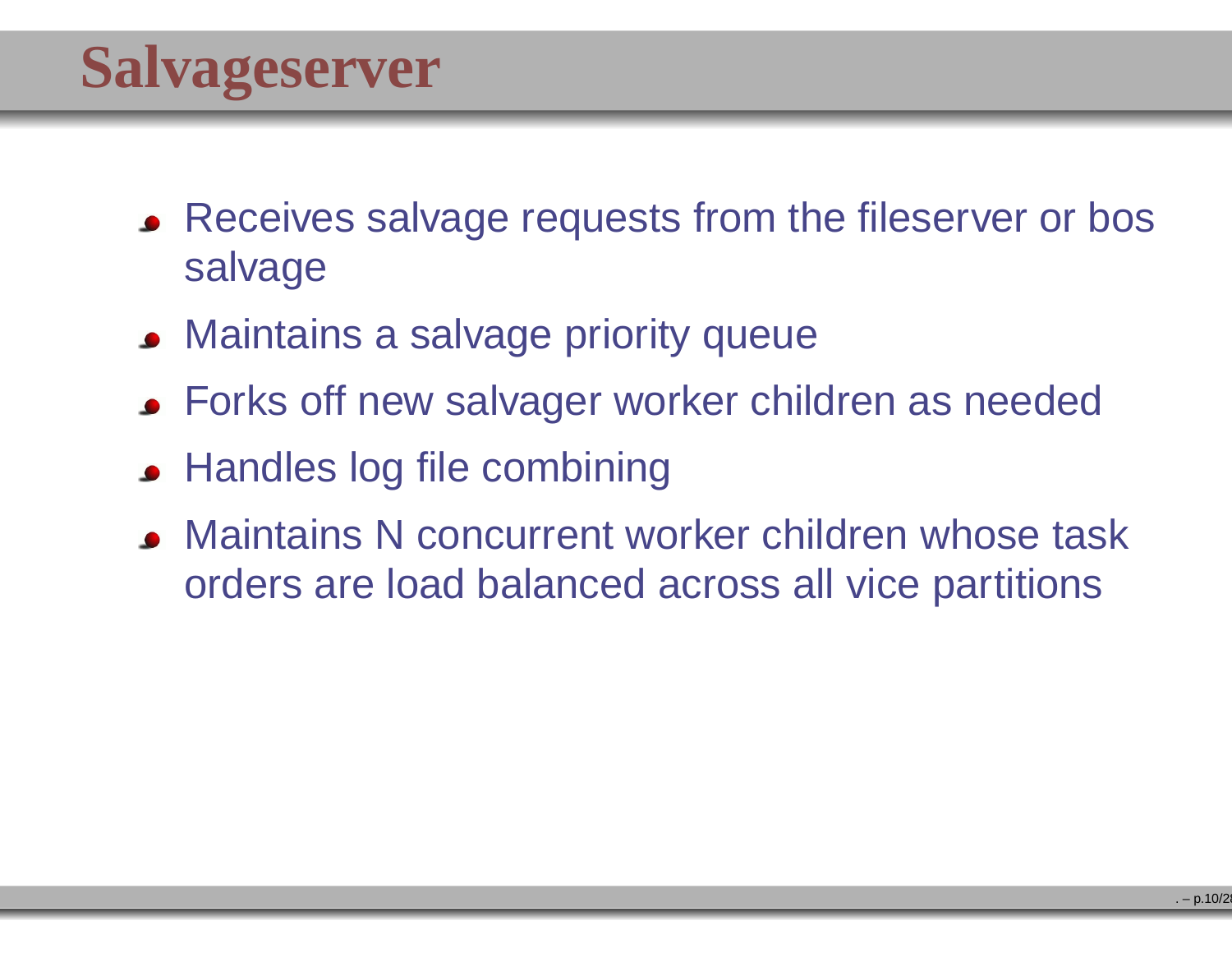# Salvageserver

- Receives salvage requests from the fileserver or bos salvage
- Maintains a salvage priority queue
- Forks off new salvager worker children as needed
- Handles log file combining
- Maintains N concurrent worker children whose task orders are load balanced across all vice partitions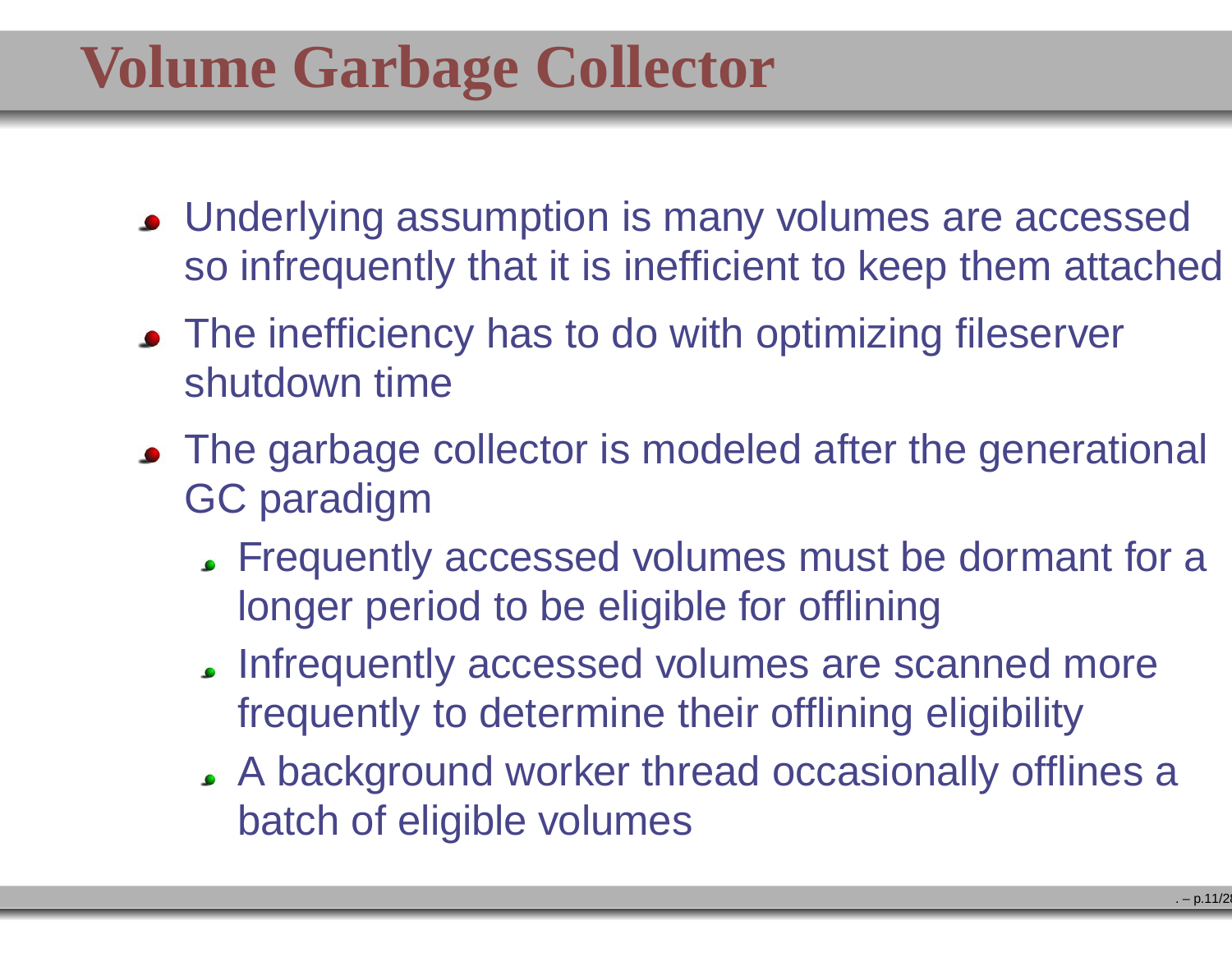# Volume Garbage Collector

- Underlying assumption is many volumes are accessed so infrequently that it is inefficient to keep them attached
- The inefficiency has to do with optimizing fileserver shutdown time
- The garbage collector is modeled after the generational GC paradigm
  - Frequently accessed volumes must be dormant for a longer period to be eligible for offlining
  - Infrequently accessed volumes are scanned more frequently to determine their offlining eligibility
  - A background worker thread occasionally offlines a batch of eligible volumes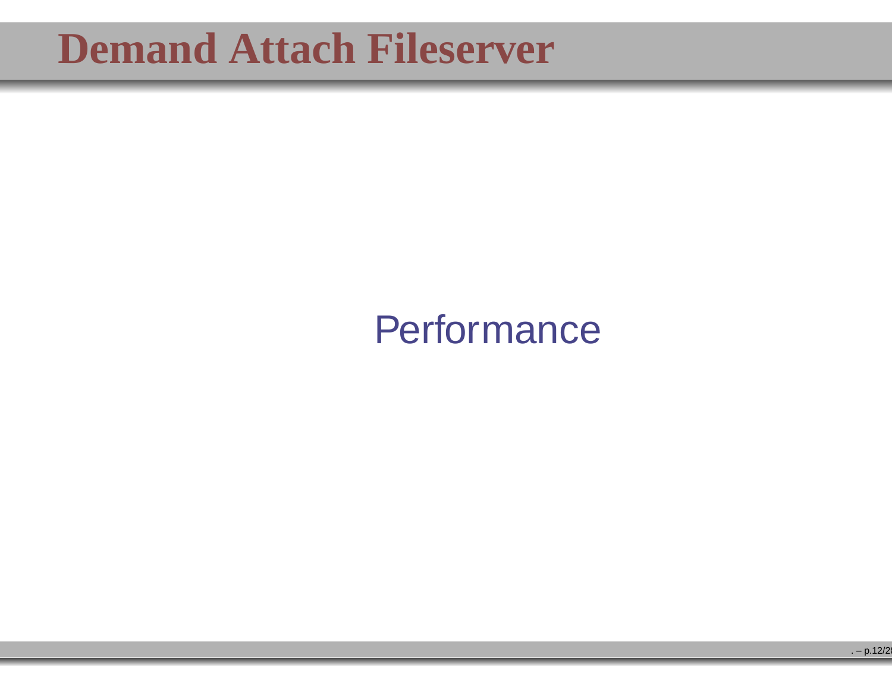# Demand Attach Fileserver

Performance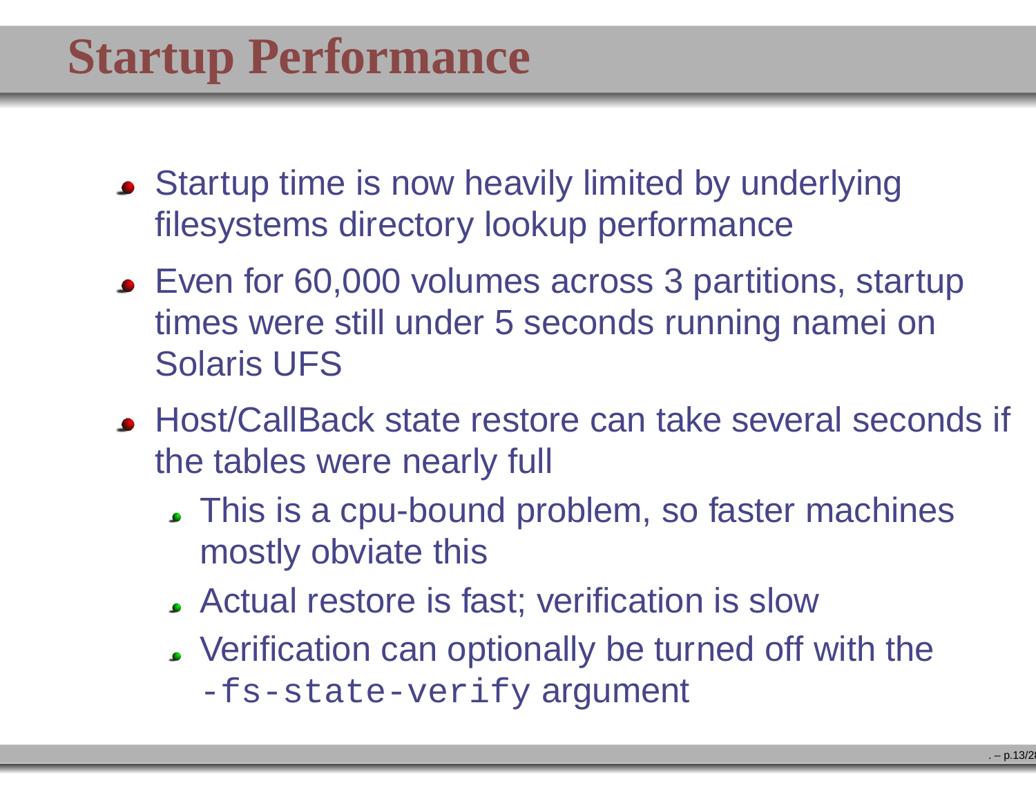# Startup Performance

- Startup time is now heavily limited by underlying filesystems directory lookup performance
- Even for 60,000 volumes across 3 partitions, startup times were still under 5 seconds running namei on Solaris UFS
- Host/CallBack state restore can take several seconds if the tables were nearly full
  - This is a cpu-bound problem, so faster machines mostly obviate this
  - Actual restore is fast; verification is slow
  - Verification can optionally be turned off with the `-fs-state-verify` argument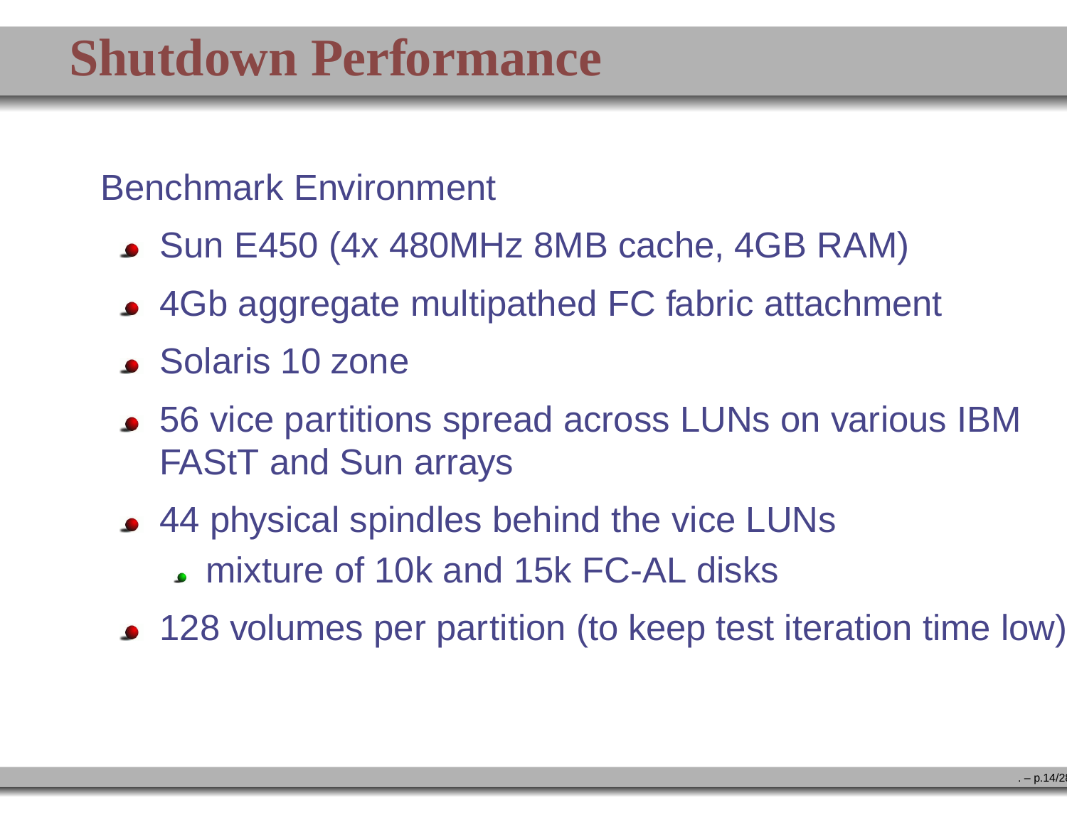# Shutdown Performance

Benchmark Environment

- Sun E450 (4x 480MHz 8MB cache, 4GB RAM)
- 4Gb aggregate multipathed FC fabric attachment
- Solaris 10 zone
- 56 vice partitions spread across LUNs on various IBM FAStT and Sun arrays
- 44 physical spindles behind the vice LUNs
  - mixture of 10k and 15k FC-AL disks
- 128 volumes per partition (to keep test iteration time low)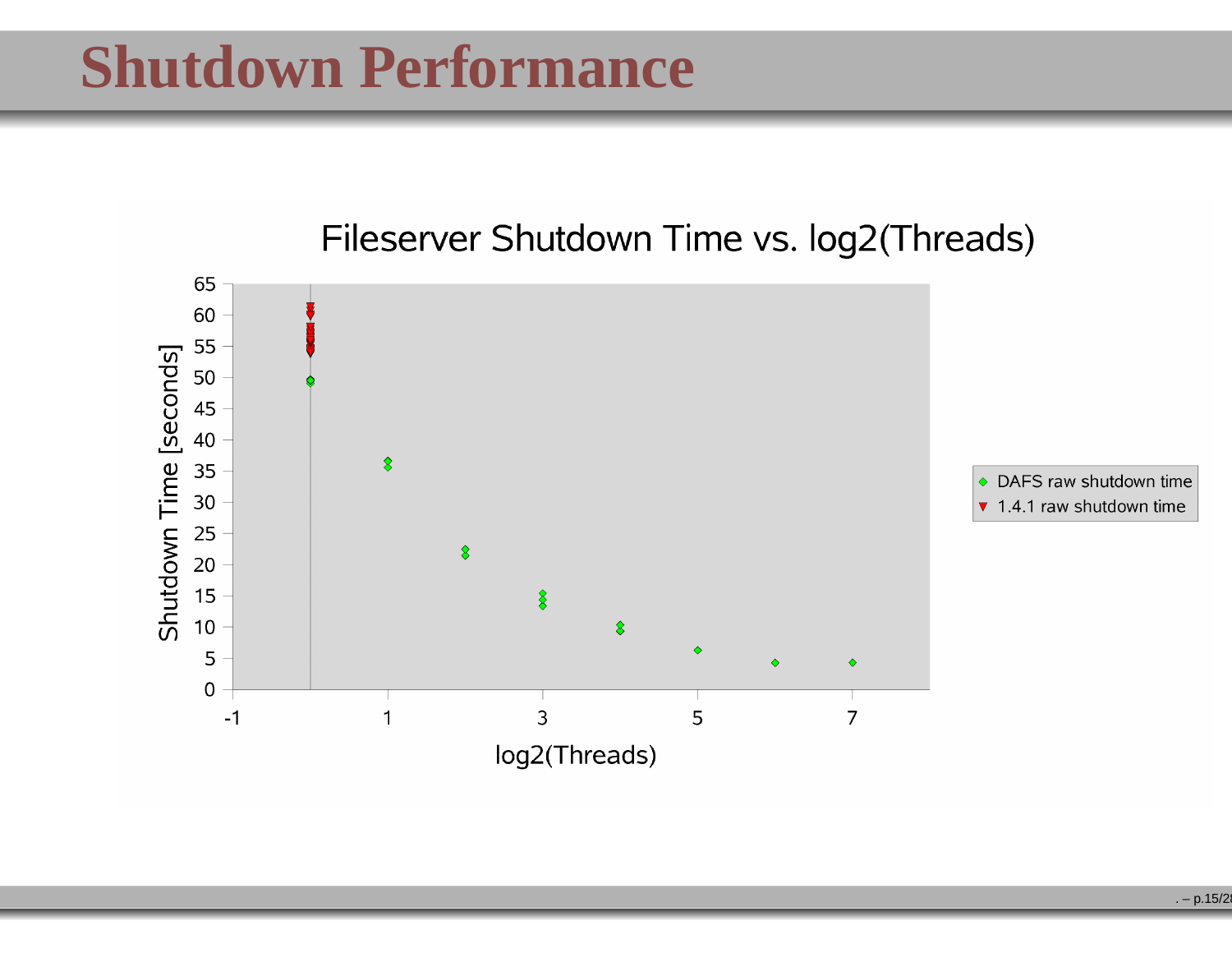# Shutdown Performance

Fileserver Shutdown Time vs. log2(Threads)

Shutdown Time [seconds]

log2(Threads)

DAFS raw shutdown time

1.4.1 raw shutdown time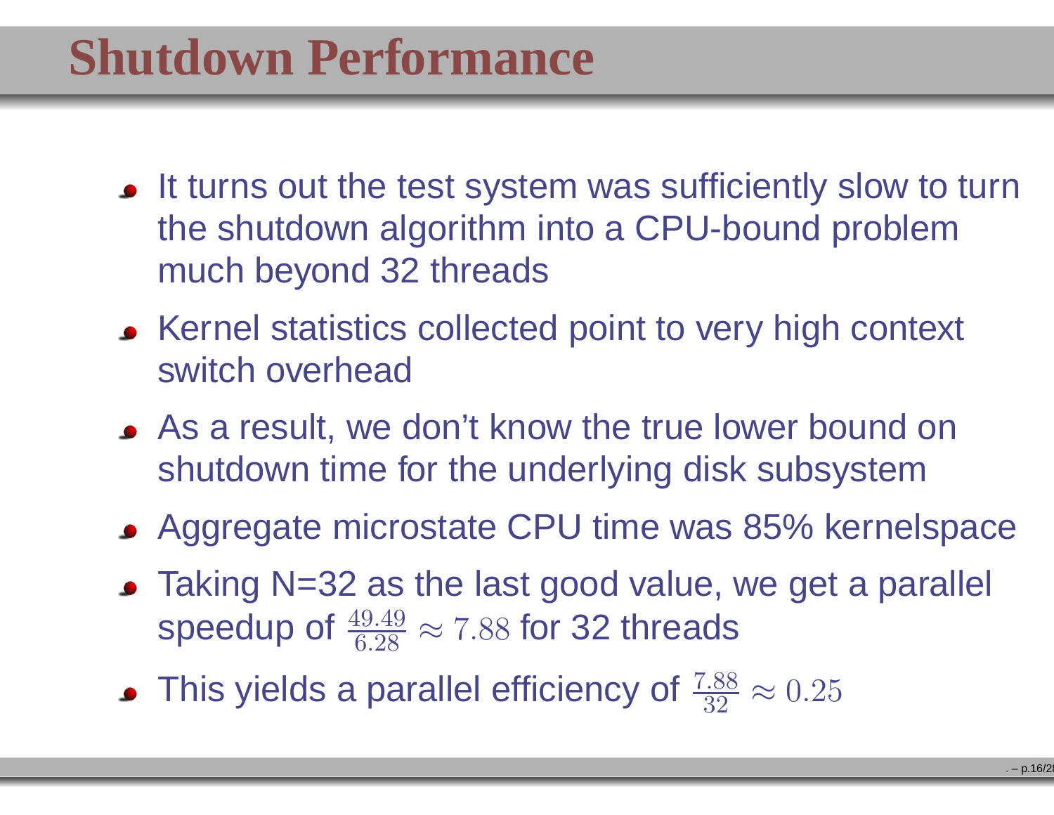# Shutdown Performance

- It turns out the test system was sufficiently slow to turn the shutdown algorithm into a CPU-bound problem much beyond 32 threads
- Kernel statistics collected point to very high context switch overhead
- As a result, we don't know the true lower bound on shutdown time for the underlying disk subsystem
- Aggregate microstate CPU time was 85% kernelspace
- Taking N=32 as the last good value, we get a parallel speedup of $\frac{49.49}{6.28} \approx 7.88$ for 32 threads
- This yields a parallel efficiency of $\frac{7.88}{32} \approx 0.25$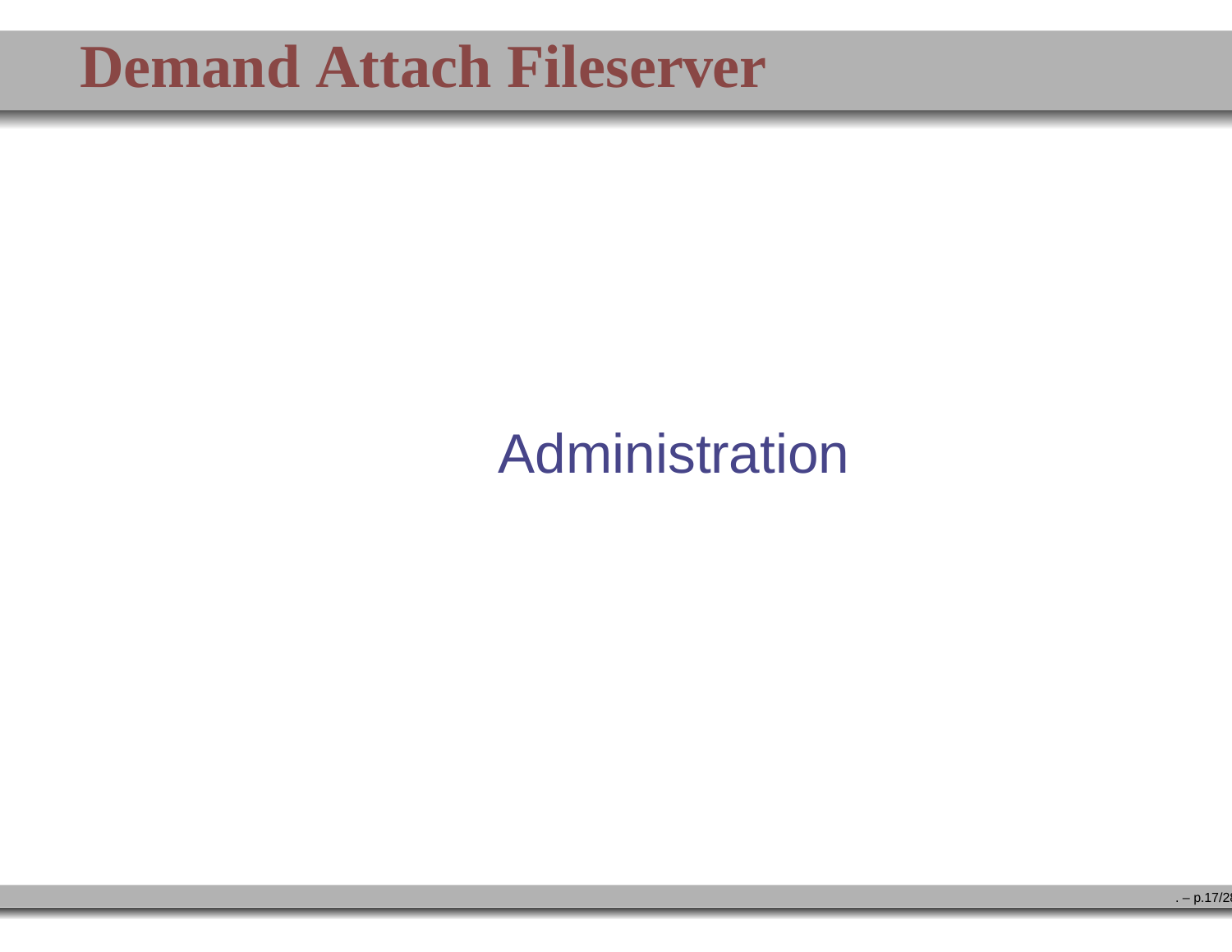# Demand Attach Fileserver

Administration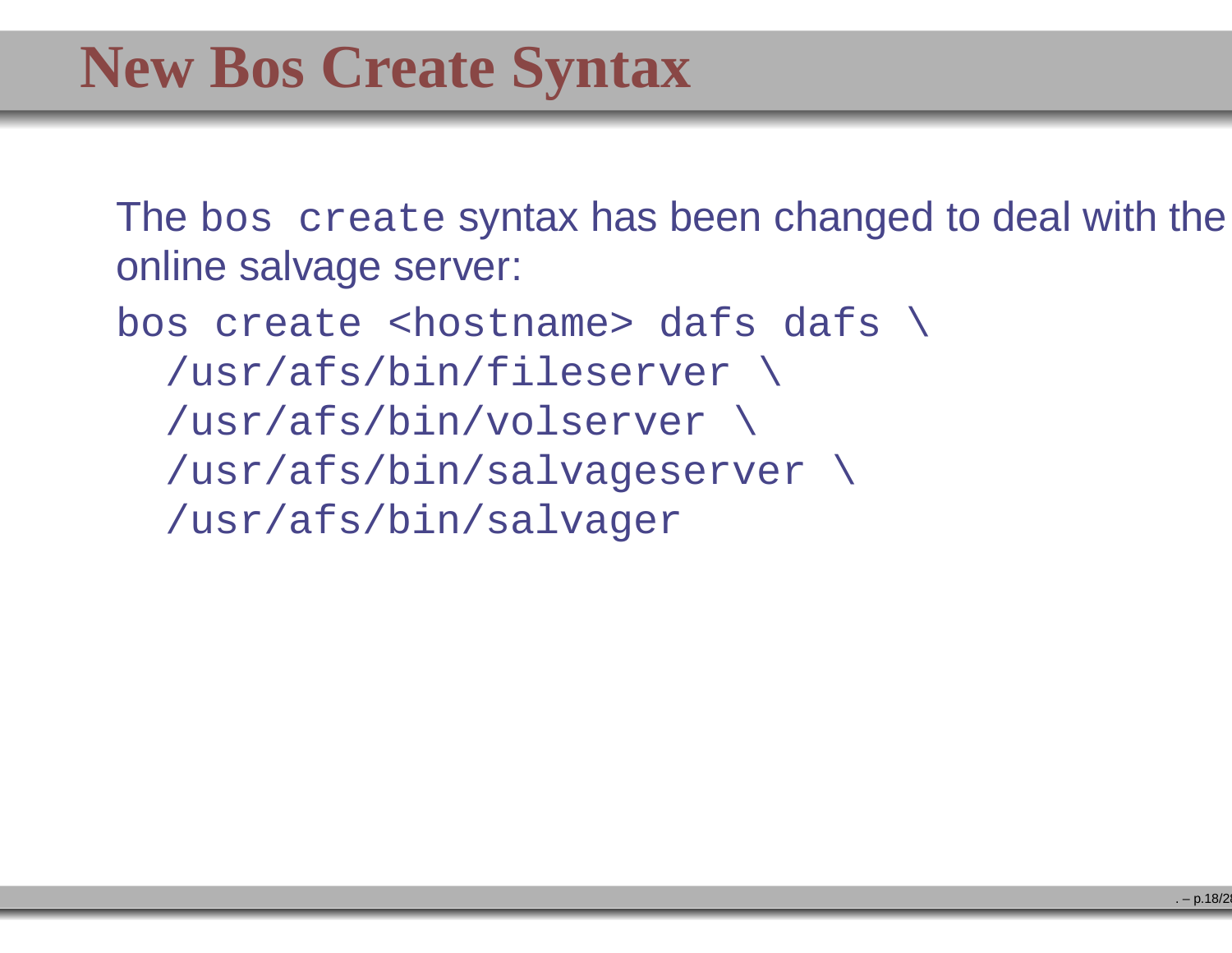# New Bos Create Syntax

The `bos create` syntax has been changed to deal with the online salvage server:

```
bos create <hostname> dafs dafs \
  /usr/afs/bin/fileserver \
  /usr/afs/bin/volserver \
  /usr/afs/bin/salvageserver \
  /usr/afs/bin/salvager
```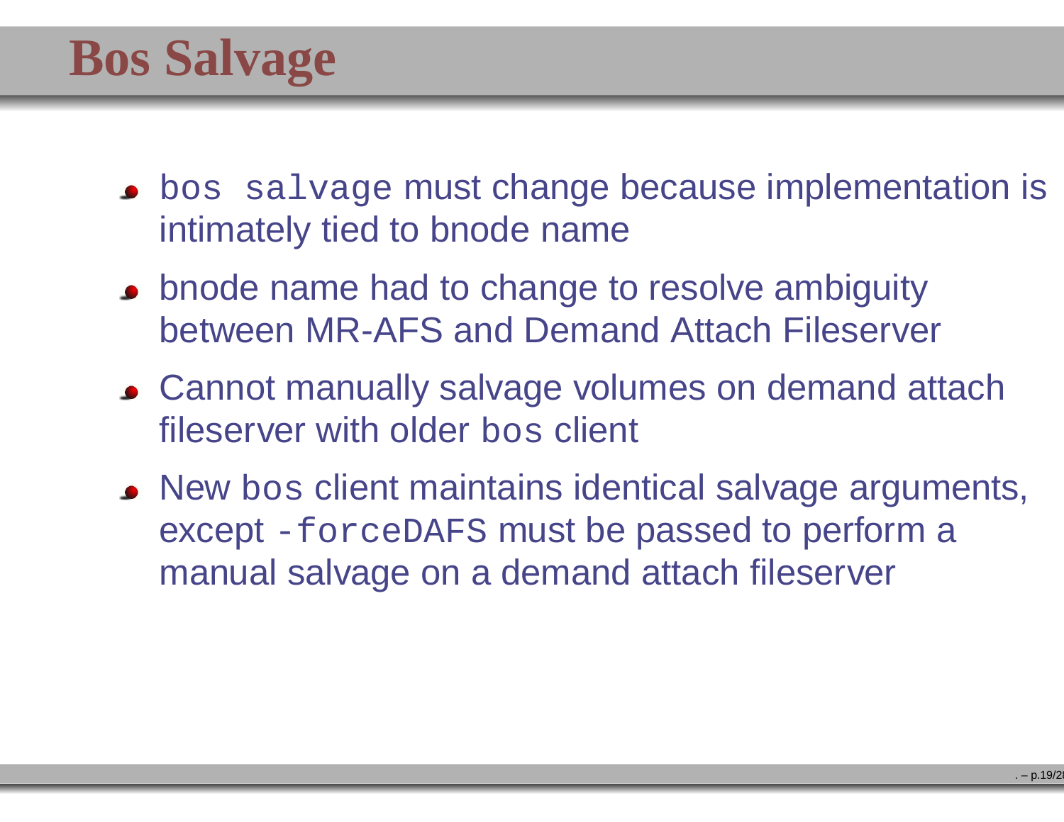# Bos Salvage

- `bos salvage` must change because implementation is intimately tied to bnode name
- bnode name had to change to resolve ambiguity between MR-AFS and Demand Attach Fileserver
- Cannot manually salvage volumes on demand attach fileserver with older `bos` client
- New `bos` client maintains identical salvage arguments, except `-forceDAFS` must be passed to perform a manual salvage on a demand attach fileserver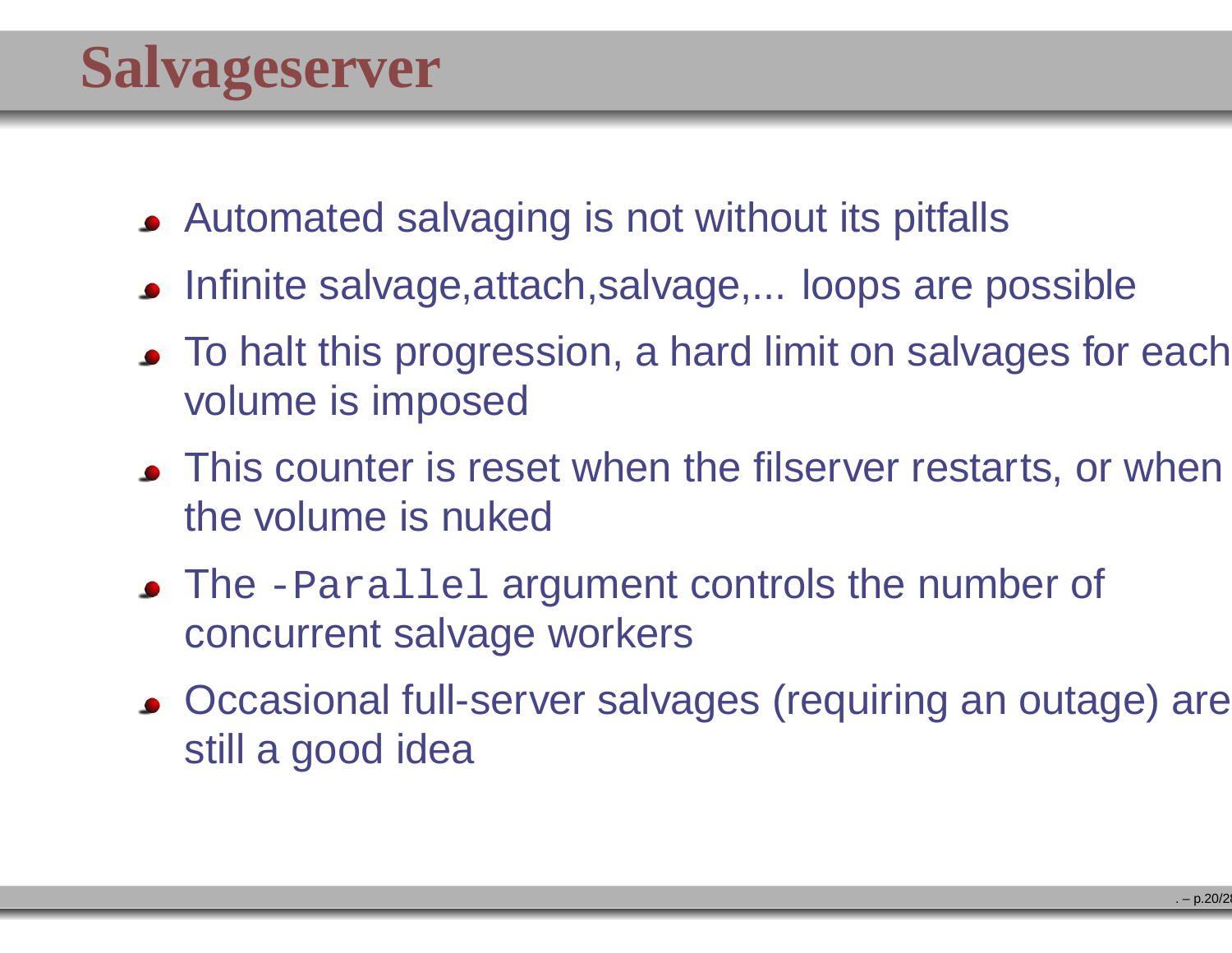# Salvageserver

- Automated salvaging is not without its pitfalls
- Infinite salvage,attach,salvage,... loops are possible
- To halt this progression, a hard limit on salvages for each volume is imposed
- This counter is reset when the filserver restarts, or when the volume is nuked
- The `-Parallel` argument controls the number of concurrent salvage workers
- Occasional full-server salvages (requiring an outage) are still a good idea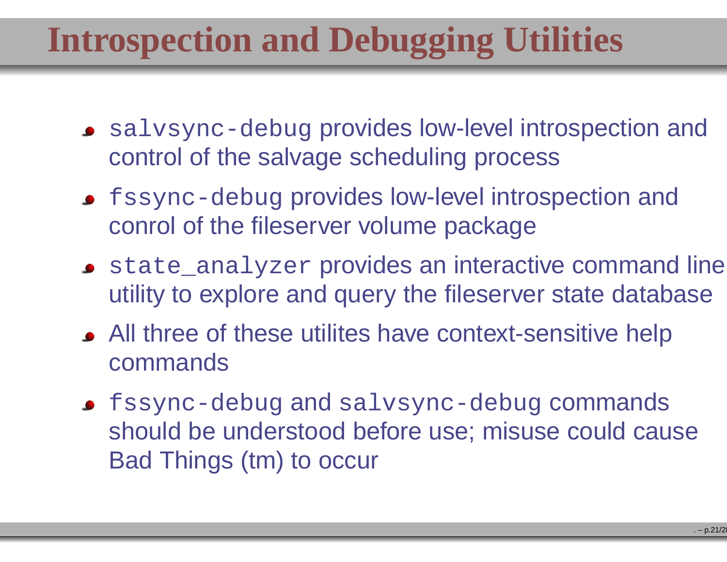# Introspection and Debugging Utilities

- `salvsync-debug` provides low-level introspection and control of the salvage scheduling process
- `fssync-debug` provides low-level introspection and conrol of the fileserver volume package
- `state_analyzer` provides an interactive command line utility to explore and query the fileserver state database
- All three of these utilites have context-sensitive help commands
- `fssync-debug` and `salvsync-debug` commands should be understood before use; misuse could cause Bad Things (tm) to occur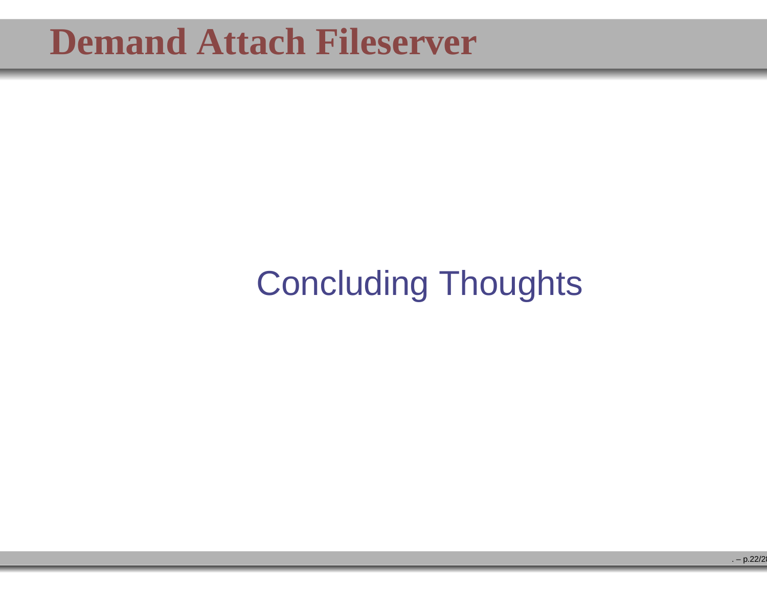# Demand Attach Fileserver

Concluding Thoughts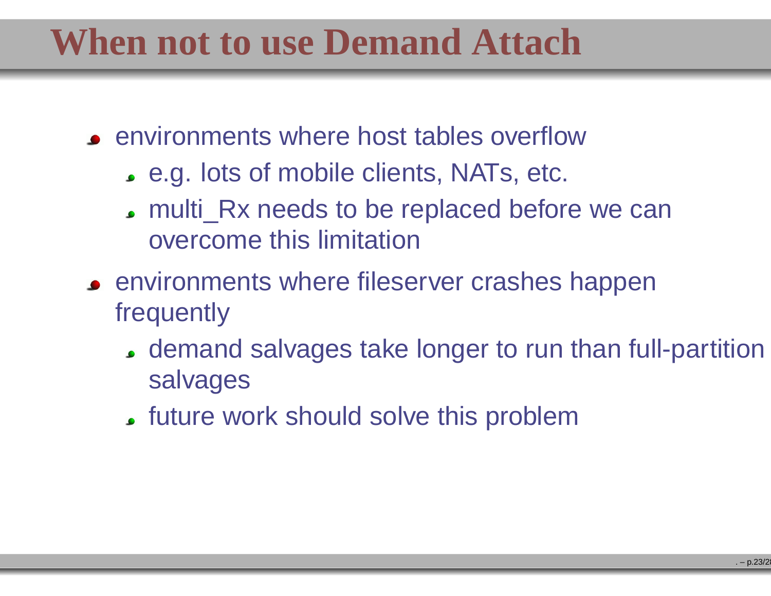# When not to use Demand Attach

- environments where host tables overflow
  - e.g. lots of mobile clients, NATs, etc.
  - multi_Rx needs to be replaced before we can overcome this limitation
- environments where fileserver crashes happen frequently
  - demand salvages take longer to run than full-partition salvages
  - future work should solve this problem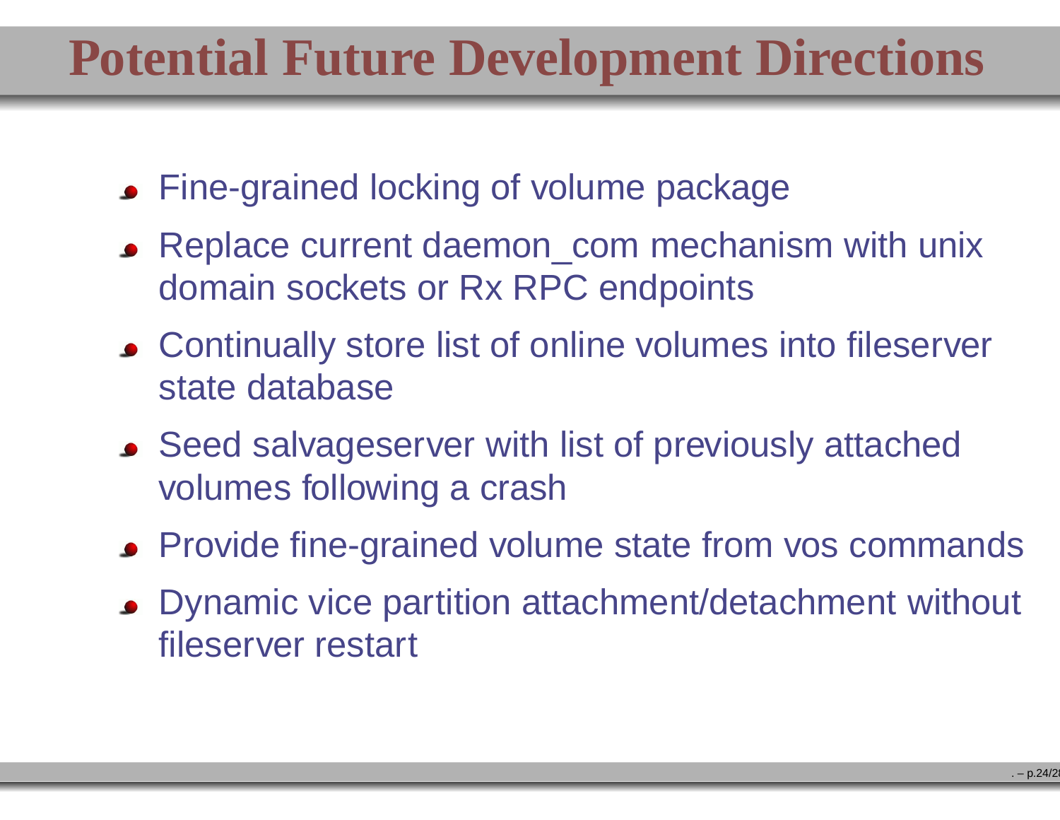# Potential Future Development Directions

- Fine-grained locking of volume package
- Replace current daemon_com mechanism with unix domain sockets or Rx RPC endpoints
- Continually store list of online volumes into fileserver state database
- Seed salvageserver with list of previously attached volumes following a crash
- Provide fine-grained volume state from vos commands
- Dynamic vice partition attachment/detachment without fileserver restart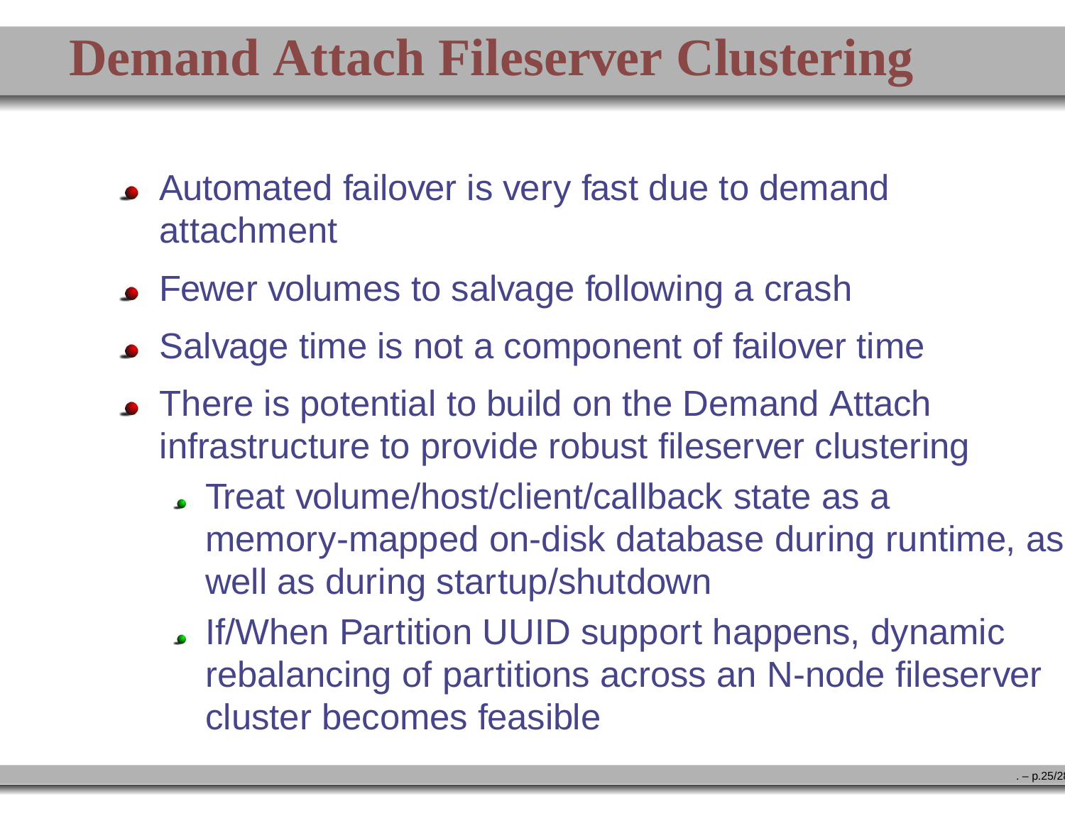# Demand Attach Fileserver Clustering

- Automated failover is very fast due to demand attachment
- Fewer volumes to salvage following a crash
- Salvage time is not a component of failover time
- There is potential to build on the Demand Attach infrastructure to provide robust fileserver clustering
  - Treat volume/host/client/callback state as a memory-mapped on-disk database during runtime, as well as during startup/shutdown
  - If/When Partition UUID support happens, dynamic rebalancing of partitions across an N-node fileserver cluster becomes feasible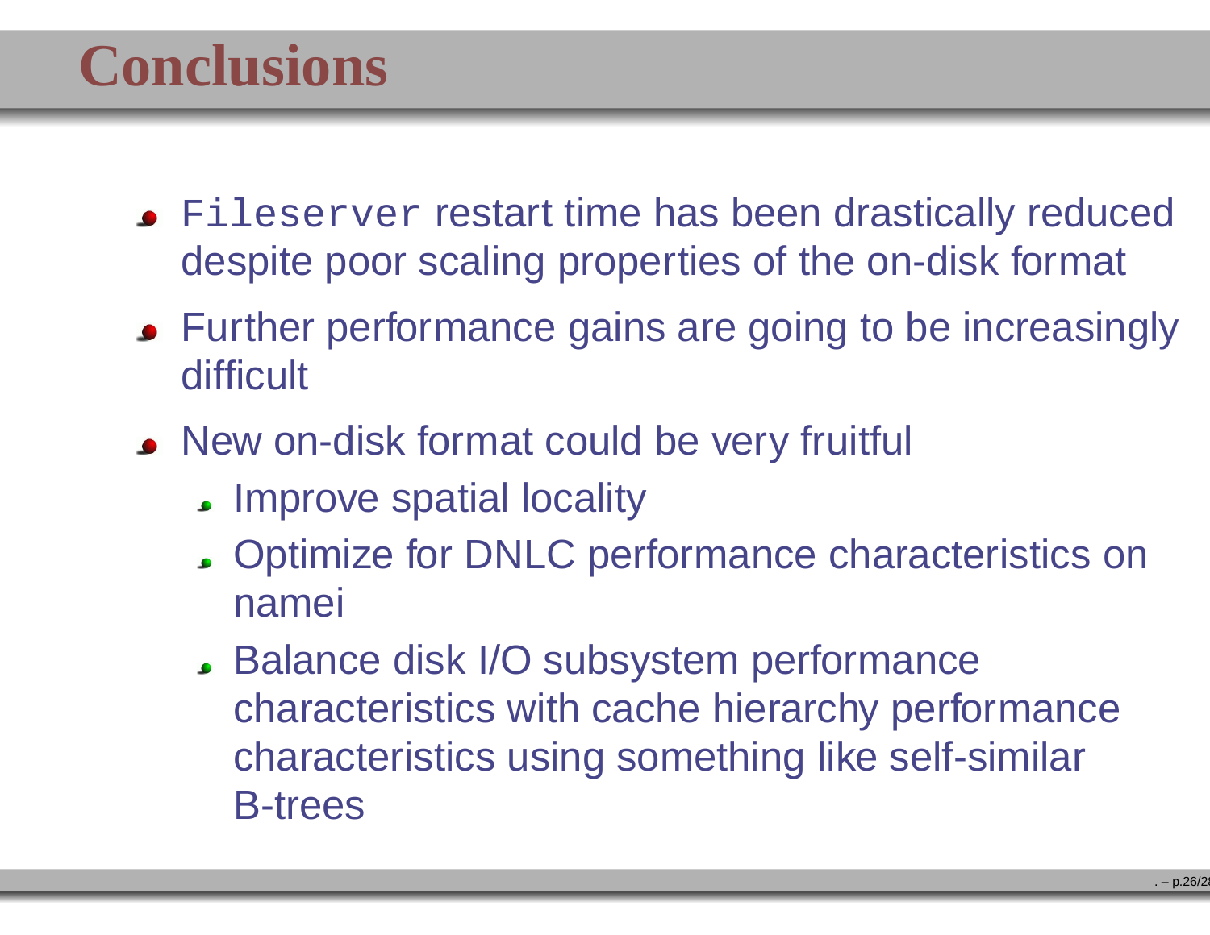# Conclusions

- `Fileserver` restart time has been drastically reduced despite poor scaling properties of the on-disk format
- Further performance gains are going to be increasingly difficult
- New on-disk format could be very fruitful
  - Improve spatial locality
  - Optimize for DNLC performance characteristics on namei
  - Balance disk I/O subsystem performance characteristics with cache hierarchy performance characteristics using something like self-similar B-trees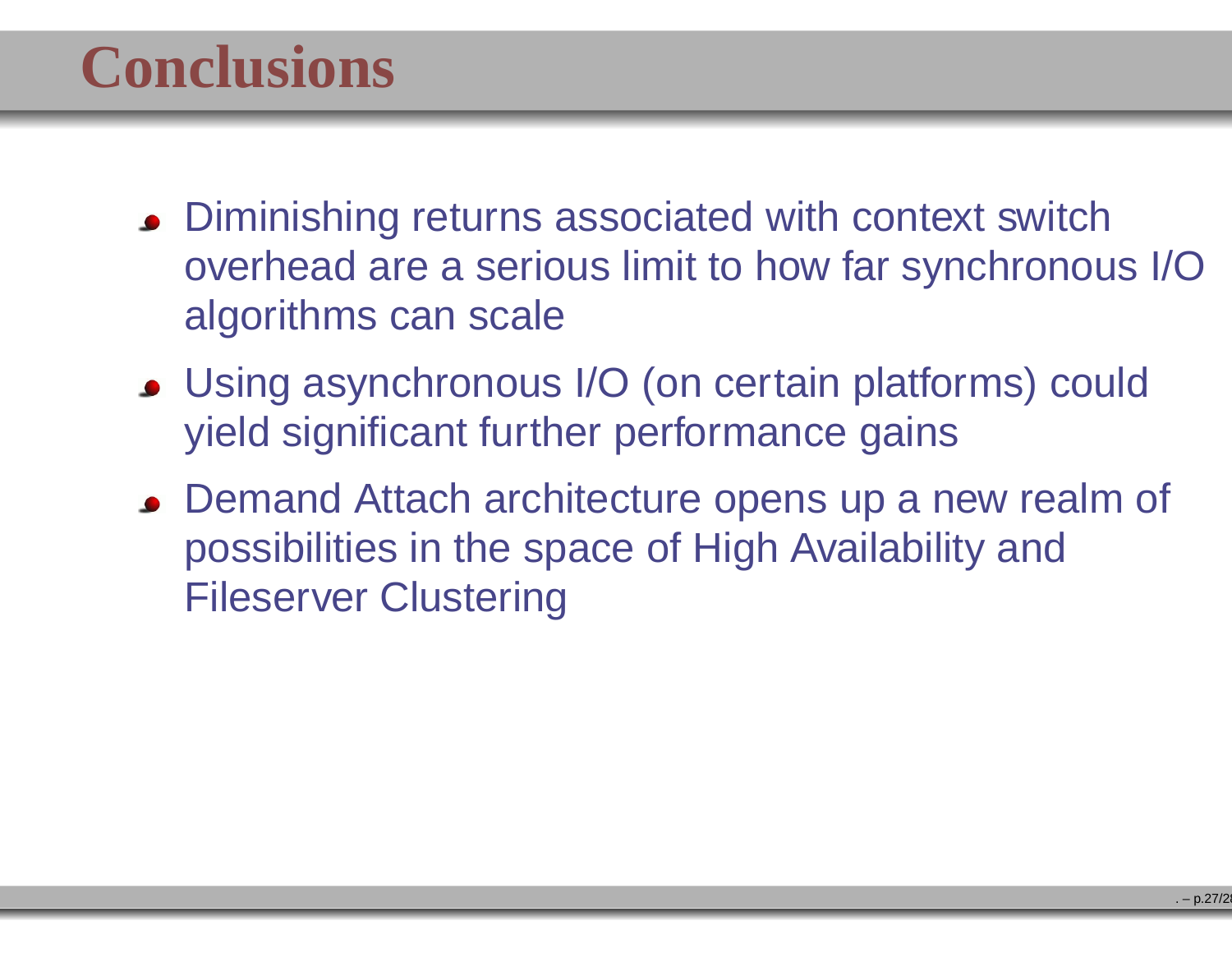# Conclusions

- Diminishing returns associated with context switch overhead are a serious limit to how far synchronous I/O algorithms can scale
- Using asynchronous I/O (on certain platforms) could yield significant further performance gains
- Demand Attach architecture opens up a new realm of possibilities in the space of High Availability and Fileserver Clustering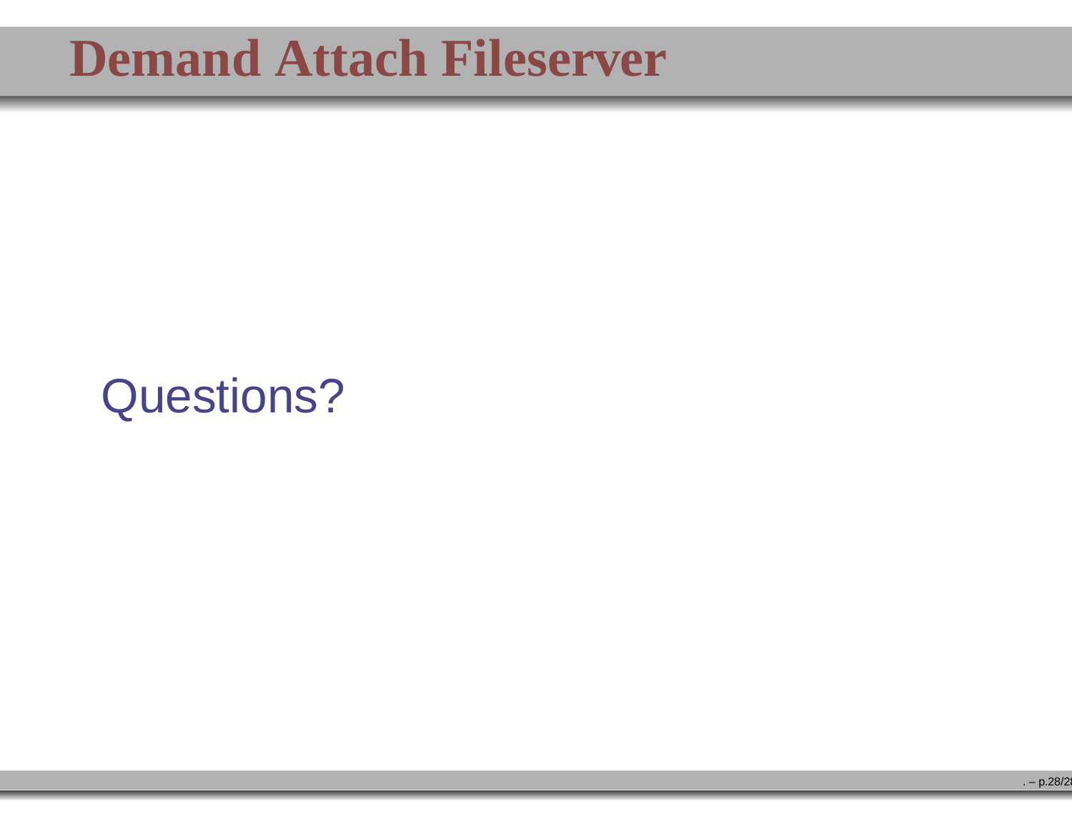# Demand Attach Fileserver

Questions?